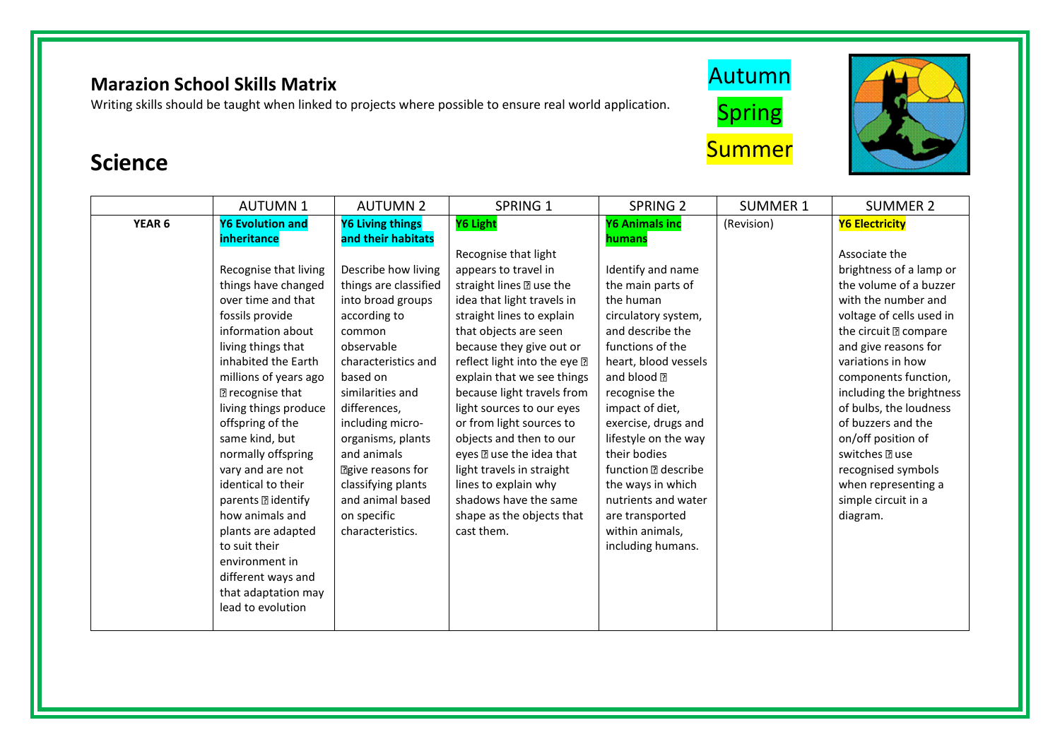## Marazion School Skills Matrix

Writing skills should be taught when linked to projects where possible to ensure real world application.

Autumn

Spring

Summer

# Science

| | AUTUMN 1 | AUTUMN 2 | SPRING 1 | SPRING 2 | SUMMER 1 | SUMMER 2 |
|---|---|---|---|---|---|---|
| **YEAR 6** | **Y6 Evolution and inheritance**<br><br>Recognise that living things have changed over time and that fossils provide information about living things that inhabited the Earth millions of years ago  recognise that living things produce offspring of the same kind, but normally offspring vary and are not identical to their parents  identify how animals and plants are adapted to suit their environment in different ways and that adaptation may lead to evolution | **Y6 Living things and their habitats**<br><br>Describe how living things are classified into broad groups according to common observable characteristics and based on similarities and differences, including micro-organisms, plants and animals give reasons for classifying plants and animal based on specific characteristics. | **Y6 Light**<br><br>Recognise that light appears to travel in straight lines  use the idea that light travels in straight lines to explain that objects are seen because they give out or reflect light into the eye  explain that we see things because light travels from light sources to our eyes or from light sources to objects and then to our eyes  use the idea that light travels in straight lines to explain why shadows have the same shape as the objects that cast them. | **Y6 Animals inc humans**<br><br>Identify and name the main parts of the human circulatory system, and describe the functions of the heart, blood vessels and blood  recognise the impact of diet, exercise, drugs and lifestyle on the way their bodies function  describe the ways in which nutrients and water are transported within animals, including humans. | (Revision) | **Y6 Electricity**<br><br>Associate the brightness of a lamp or the volume of a buzzer with the number and voltage of cells used in the circuit  compare and give reasons for variations in how components function, including the brightness of bulbs, the loudness of buzzers and the on/off position of switches  use recognised symbols when representing a simple circuit in a diagram. |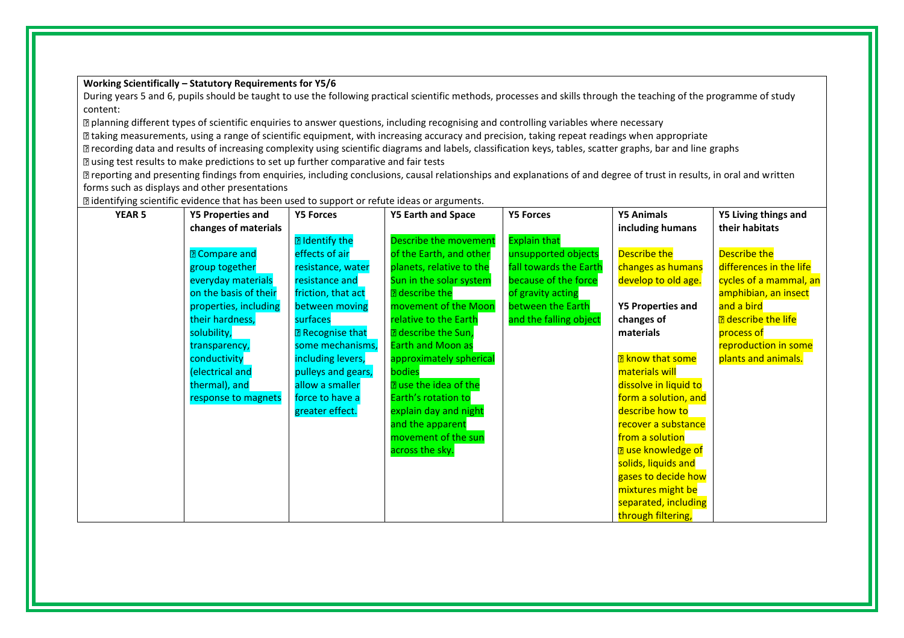**Working Scientifically – Statutory Requirements for Y5/6**

During years 5 and 6, pupils should be taught to use the following practical scientific methods, processes and skills through the teaching of the programme of study content:

- planning different types of scientific enquiries to answer questions, including recognising and controlling variables where necessary
- taking measurements, using a range of scientific equipment, with increasing accuracy and precision, taking repeat readings when appropriate
- recording data and results of increasing complexity using scientific diagrams and labels, classification keys, tables, scatter graphs, bar and line graphs
- using test results to make predictions to set up further comparative and fair tests
- reporting and presenting findings from enquiries, including conclusions, causal relationships and explanations of and degree of trust in results, in oral and written forms such as displays and other presentations
- identifying scientific evidence that has been used to support or refute ideas or arguments.

| YEAR 5 | Y5 Properties and changes of materials | Y5 Forces | Y5 Earth and Space | Y5 Forces | Y5 Animals including humans | Y5 Living things and their habitats |
|---|---|---|---|---|---|---|
| | • Compare and group together everyday materials on the basis of their properties, including their hardness, solubility, transparency, conductivity (electrical and thermal), and response to magnets | • Identify the effects of air resistance, water resistance and friction, that act between moving surfaces<br>• Recognise that some mechanisms, including levers, pulleys and gears, allow a smaller force to have a greater effect. | Describe the movement of the Earth, and other planets, relative to the Sun in the solar system<br>• describe the movement of the Moon relative to the Earth<br>• describe the Sun, Earth and Moon as approximately spherical bodies<br>• use the idea of the Earth's rotation to explain day and night and the apparent movement of the sun across the sky. | Explain that unsupported objects fall towards the Earth because of the force of gravity acting between the Earth and the falling object | Describe the changes as humans develop to old age.<br><br>**Y5 Properties and changes of materials**<br><br>• know that some materials will dissolve in liquid to form a solution, and describe how to recover a substance from a solution<br>• use knowledge of solids, liquids and gases to decide how mixtures might be separated, including through filtering, | Describe the differences in the life cycles of a mammal, an amphibian, an insect and a bird<br>• describe the life process of reproduction in some plants and animals. |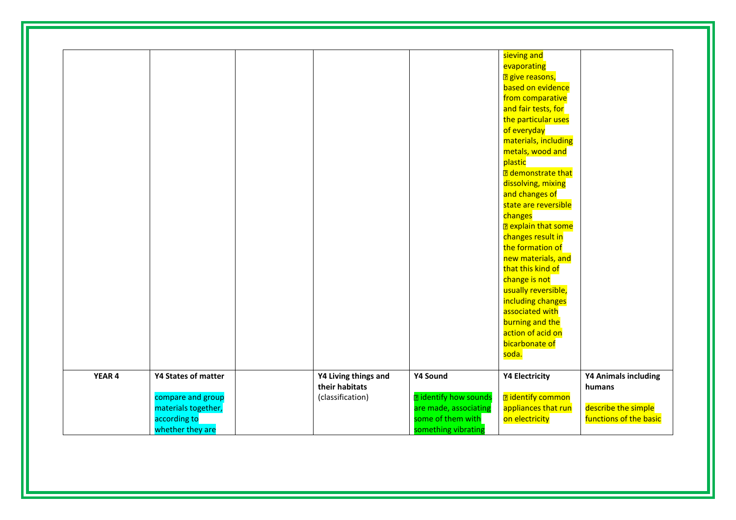| | | | | | | |
|---|---|---|---|---|---|---|
| | | | | | sieving and evaporating<br>• give reasons, based on evidence from comparative and fair tests, for the particular uses of everyday materials, including metals, wood and plastic<br>• demonstrate that dissolving, mixing and changes of state are reversible changes<br>• explain that some changes result in the formation of new materials, and that this kind of change is not usually reversible, including changes associated with burning and the action of acid on bicarbonate of soda. | |
| **YEAR 4** | **Y4 States of matter**<br><br>compare and group materials together, according to whether they are | | **Y4 Living things and their habitats** (classification) | **Y4 Sound**<br><br>• identify how sounds are made, associating some of them with something vibrating | **Y4 Electricity**<br><br>• identify common appliances that run on electricity | **Y4 Animals including humans**<br><br>describe the simple functions of the basic |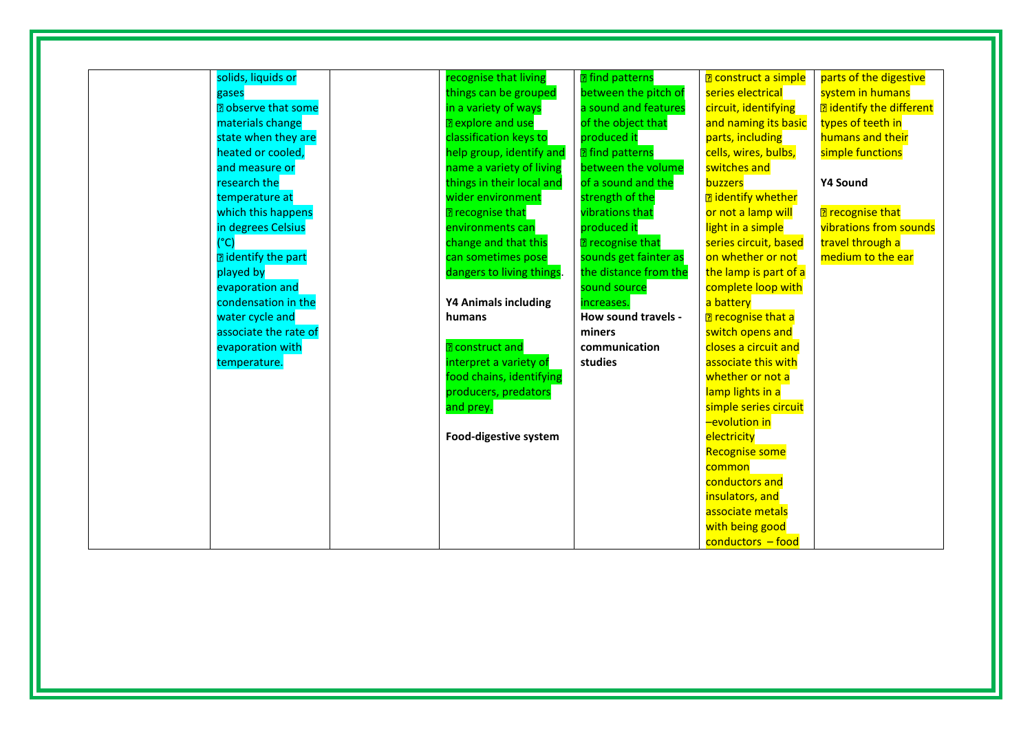|  |  |  |  |  |  |  |
|---|---|---|---|---|---|---|
|  | solids, liquids or gases<br>▯ observe that some materials change state when they are heated or cooled, and measure or research the temperature at which this happens in degrees Celsius (°C)<br>▯ identify the part played by evaporation and condensation in the water cycle and associate the rate of evaporation with temperature. |  | recognise that living things can be grouped in a variety of ways<br>▯ explore and use classification keys to help group, identify and name a variety of living things in their local and wider environment<br>▯ recognise that environments can change and that this can sometimes pose dangers to living things.<br><br>**Y4 Animals including humans**<br><br>▯ construct and interpret a variety of food chains, identifying producers, predators and prey.<br><br>**Food-digestive system** | ▯ find patterns between the pitch of a sound and features of the object that produced it<br>▯ find patterns between the volume of a sound and the strength of the vibrations that produced it<br>▯ recognise that sounds get fainter as the distance from the sound source increases.<br>**How sound travels - miners communication studies** | ▯ construct a simple series electrical circuit, identifying and naming its basic parts, including cells, wires, bulbs, switches and buzzers<br>▯ identify whether or not a lamp will light in a simple series circuit, based on whether or not the lamp is part of a complete loop with a battery<br>▯ recognise that a switch opens and closes a circuit and associate this with whether or not a lamp lights in a simple series circuit –evolution in electricity<br>Recognise some common conductors and insulators, and associate metals with being good conductors – food | parts of the digestive system in humans<br>▯ identify the different types of teeth in humans and their simple functions<br><br>**Y4 Sound**<br><br>▯ recognise that vibrations from sounds travel through a medium to the ear |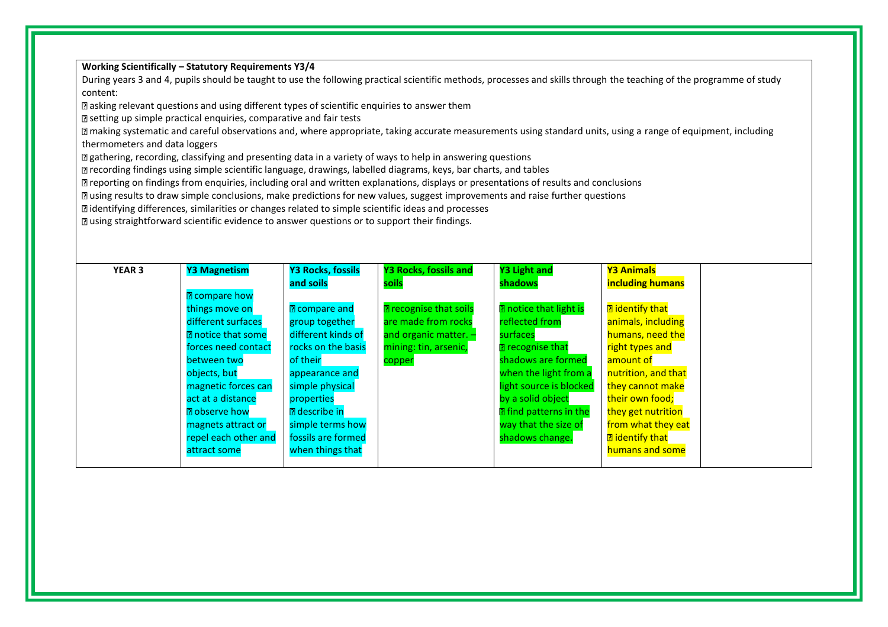**Working Scientifically – Statutory Requirements Y3/4**

During years 3 and 4, pupils should be taught to use the following practical scientific methods, processes and skills through the teaching of the programme of study content:

- asking relevant questions and using different types of scientific enquiries to answer them
- setting up simple practical enquiries, comparative and fair tests
- making systematic and careful observations and, where appropriate, taking accurate measurements using standard units, using a range of equipment, including thermometers and data loggers
- gathering, recording, classifying and presenting data in a variety of ways to help in answering questions
- recording findings using simple scientific language, drawings, labelled diagrams, keys, bar charts, and tables
- reporting on findings from enquiries, including oral and written explanations, displays or presentations of results and conclusions
- using results to draw simple conclusions, make predictions for new values, suggest improvements and raise further questions
- identifying differences, similarities or changes related to simple scientific ideas and processes
- using straightforward scientific evidence to answer questions or to support their findings.

| **YEAR 3** | **Y3 Magnetism** | **Y3 Rocks, fossils and soils** | **Y3 Rocks, fossils and soils** | **Y3 Light and shadows** | **Y3 Animals including humans** | |
|---|---|---|---|---|---|---|
| | - compare how things move on different surfaces<br>- notice that some forces need contact between two objects, but magnetic forces can act at a distance<br>- observe how magnets attract or repel each other and attract some | - compare and group together different kinds of rocks on the basis of their appearance and simple physical properties<br>- describe in simple terms how fossils are formed when things that | - recognise that soils are made from rocks and organic matter. – mining: tin, arsenic, copper | - notice that light is reflected from surfaces<br>- recognise that shadows are formed when the light from a light source is blocked by a solid object<br>- find patterns in the way that the size of shadows change. | - identify that animals, including humans, need the right types and amount of nutrition, and that they cannot make their own food; they get nutrition from what they eat<br>- identify that humans and some | |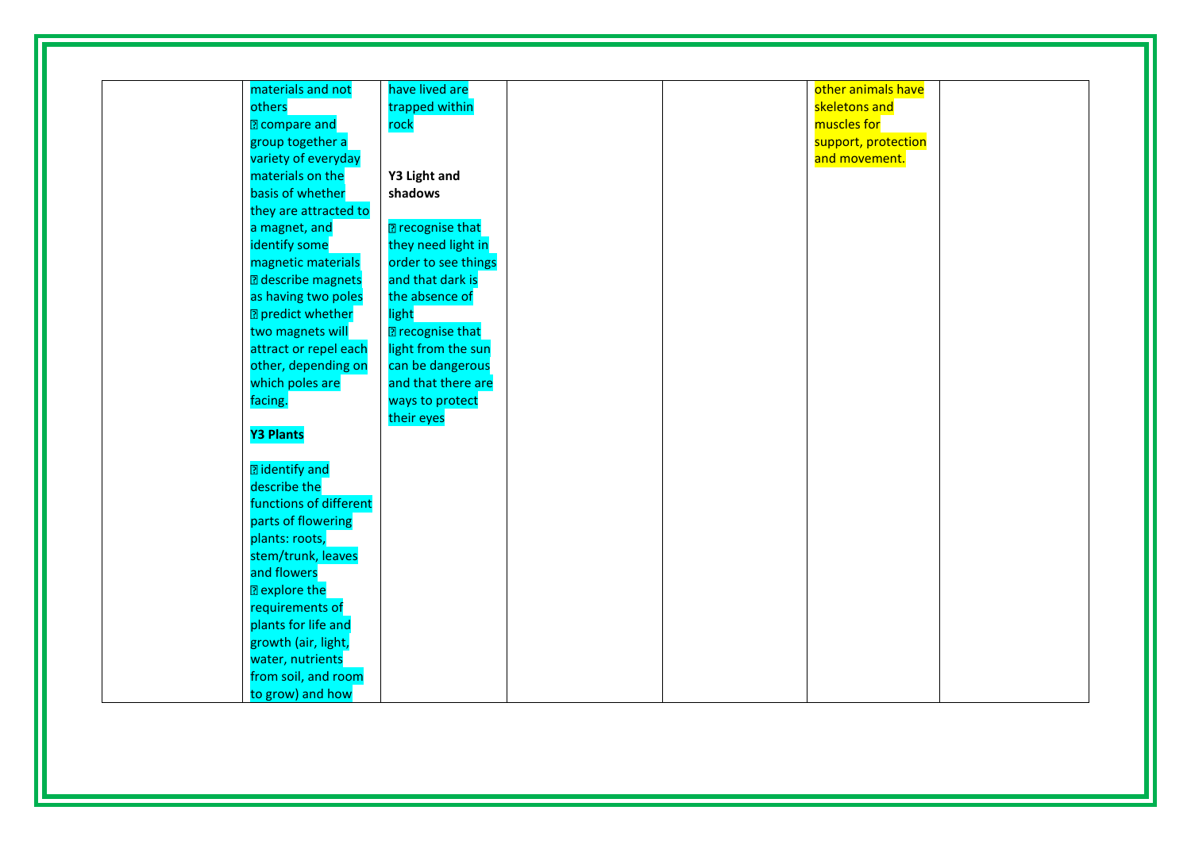|  |  |  |  |  |  |  |
|---|---|---|---|---|---|---|
|  | materials and not others<br>▯ compare and group together a variety of everyday materials on the basis of whether they are attracted to a magnet, and identify some magnetic materials<br>▯ describe magnets as having two poles<br>▯ predict whether two magnets will attract or repel each other, depending on which poles are facing.<br><br>**Y3 Plants**<br><br>▯ identify and describe the functions of different parts of flowering plants: roots, stem/trunk, leaves and flowers<br>▯ explore the requirements of plants for life and growth (air, light, water, nutrients from soil, and room to grow) and how | have lived are trapped within rock<br><br>**Y3 Light and shadows**<br><br>▯ recognise that they need light in order to see things and that dark is the absence of light<br>▯ recognise that light from the sun can be dangerous and that there are ways to protect their eyes |  |  | other animals have skeletons and muscles for support, protection and movement. |  |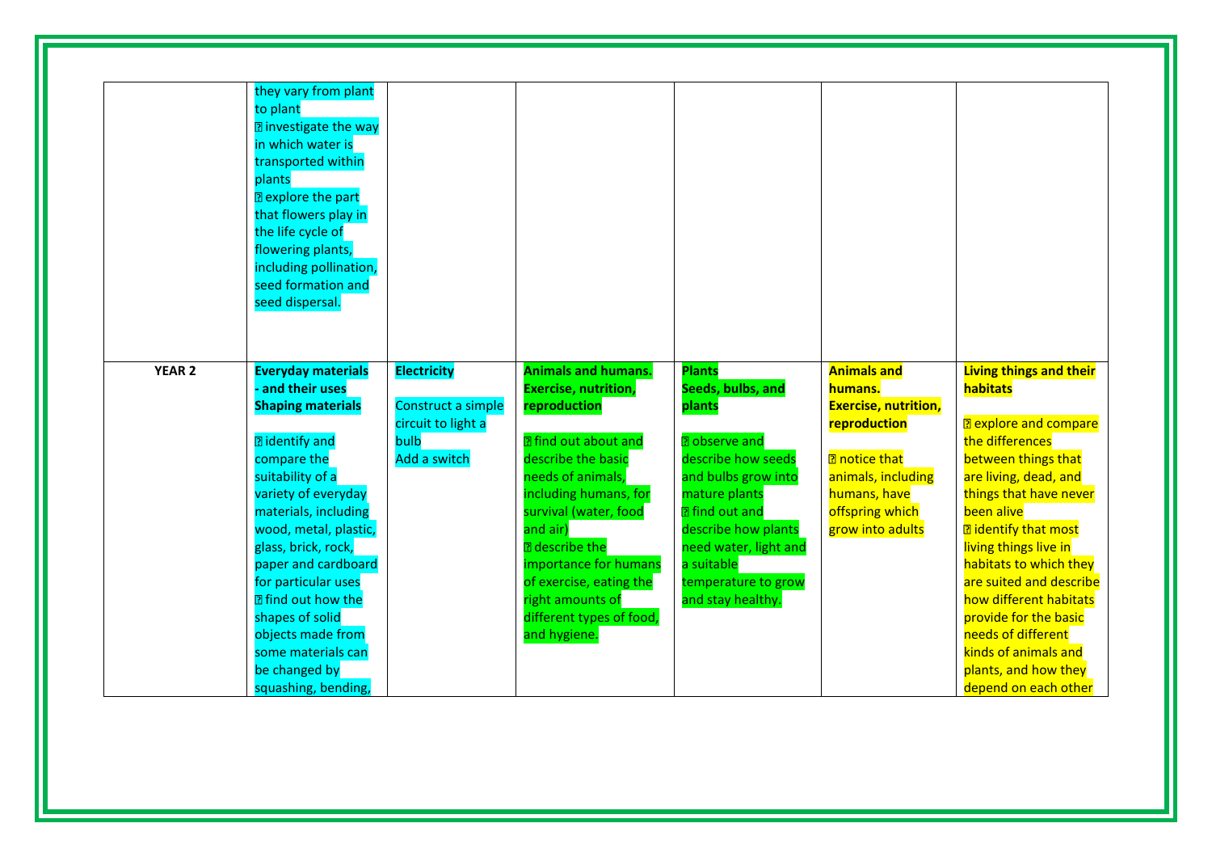| | | | | | | |
|---|---|---|---|---|---|---|
| | they vary from plant to plant<br>▯ investigate the way in which water is transported within plants<br>▯ explore the part that flowers play in the life cycle of flowering plants, including pollination, seed formation and seed dispersal. | | | | | |
| **YEAR 2** | **Everyday materials - and their uses Shaping materials**<br><br>▯ identify and compare the suitability of a variety of everyday materials, including wood, metal, plastic, glass, brick, rock, paper and cardboard for particular uses<br>▯ find out how the shapes of solid objects made from some materials can be changed by squashing, bending, | **Electricity**<br><br>Construct a simple circuit to light a bulb<br>Add a switch | **Animals and humans. Exercise, nutrition, reproduction**<br><br>▯ find out about and describe the basic needs of animals, including humans, for survival (water, food and air)<br>▯ describe the importance for humans of exercise, eating the right amounts of different types of food, and hygiene. | **Plants Seeds, bulbs, and plants**<br><br>▯ observe and describe how seeds and bulbs grow into mature plants<br>▯ find out and describe how plants need water, light and a suitable temperature to grow and stay healthy. | **Animals and humans. Exercise, nutrition, reproduction**<br><br>▯ notice that animals, including humans, have offspring which grow into adults | **Living things and their habitats**<br><br>▯ explore and compare the differences between things that are living, dead, and things that have never been alive<br>▯ identify that most living things live in habitats to which they are suited and describe how different habitats provide for the basic needs of different kinds of animals and plants, and how they depend on each other |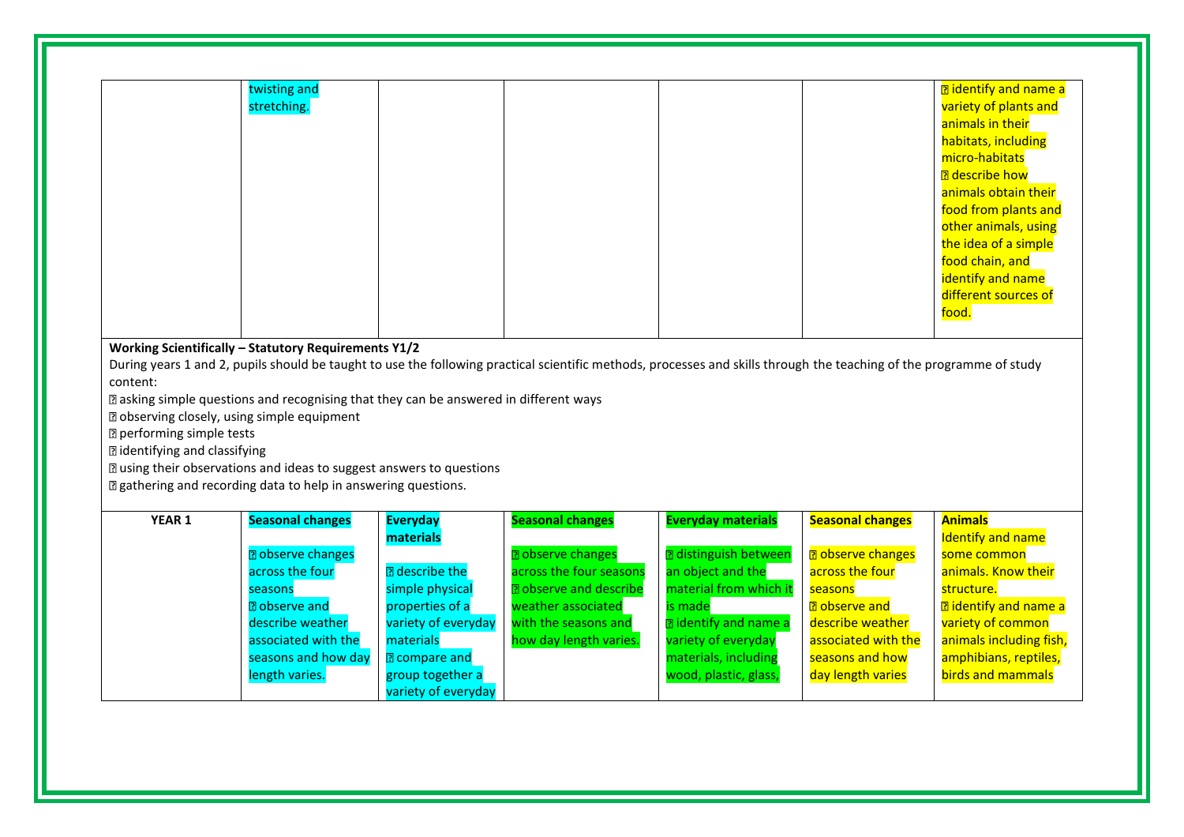| | | | | | | |
|---|---|---|---|---|---|---|
| | twisting and stretching. | | | | | identify and name a variety of plants and animals in their habitats, including micro-habitats<br>describe how animals obtain their food from plants and other animals, using the idea of a simple food chain, and identify and name different sources of food. |

**Working Scientifically – Statutory Requirements Y1/2**

During years 1 and 2, pupils should be taught to use the following practical scientific methods, processes and skills through the teaching of the programme of study content:

- asking simple questions and recognising that they can be answered in different ways
- observing closely, using simple equipment
- performing simple tests
- identifying and classifying
- using their observations and ideas to suggest answers to questions
- gathering and recording data to help in answering questions.

| | | | | | | |
|---|---|---|---|---|---|---|
| **YEAR 1** | **Seasonal changes**<br><br>observe changes across the four seasons<br>observe and describe weather associated with the seasons and how day length varies. | **Everyday materials**<br><br>describe the simple physical properties of a variety of everyday materials<br>compare and group together a variety of everyday | **Seasonal changes**<br><br>observe changes across the four seasons<br>observe and describe weather associated with the seasons and how day length varies. | **Everyday materials**<br><br>distinguish between an object and the material from which it is made<br>identify and name a variety of everyday materials, including wood, plastic, glass, | **Seasonal changes**<br><br>observe changes across the four seasons<br>observe and describe weather associated with the seasons and how day length varies | **Animals**<br>Identify and name some common animals. Know their structure.<br>identify and name a variety of common animals including fish, amphibians, reptiles, birds and mammals |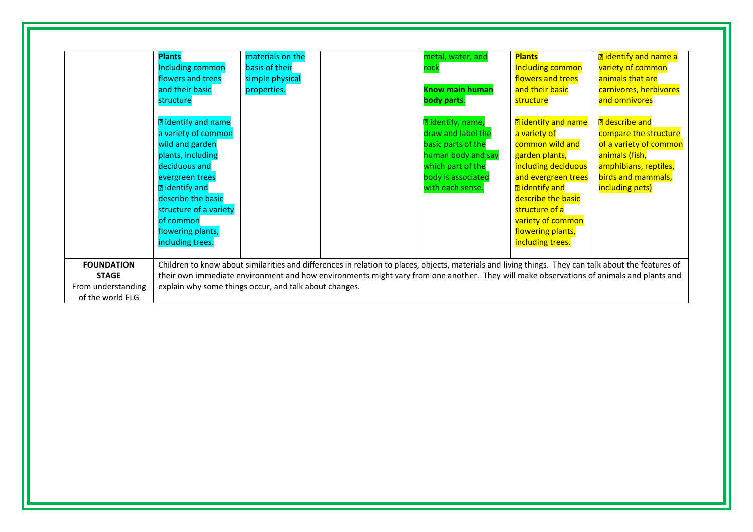| | | | | | | |
|---|---|---|---|---|---|---|
| | **Plants** Including common flowers and trees and their basic structure<br><br>▯ identify and name a variety of common wild and garden plants, including deciduous and evergreen trees<br>▯ identify and describe the basic structure of a variety of common flowering plants, including trees. | materials on the basis of their simple physical properties. | | metal, water, and rock<br><br>**Know main human body parts**.<br><br>▯ identify, name, draw and label the basic parts of the human body and say which part of the body is associated with each sense. | **Plants** Including common flowers and trees and their basic structure<br><br>▯ identify and name a variety of common wild and garden plants, including deciduous and evergreen trees<br>▯ identify and describe the basic structure of a variety of common flowering plants, including trees. | ▯ identify and name a variety of common animals that are carnivores, herbivores and omnivores<br><br>▯ describe and compare the structure of a variety of common animals (fish, amphibians, reptiles, birds and mammals, including pets) |
| **FOUNDATION STAGE** From understanding of the world ELG | Children to know about similarities and differences in relation to places, objects, materials and living things. They can talk about the features of their own immediate environment and how environments might vary from one another. They will make observations of animals and plants and explain why some things occur, and talk about changes. | | | | | |